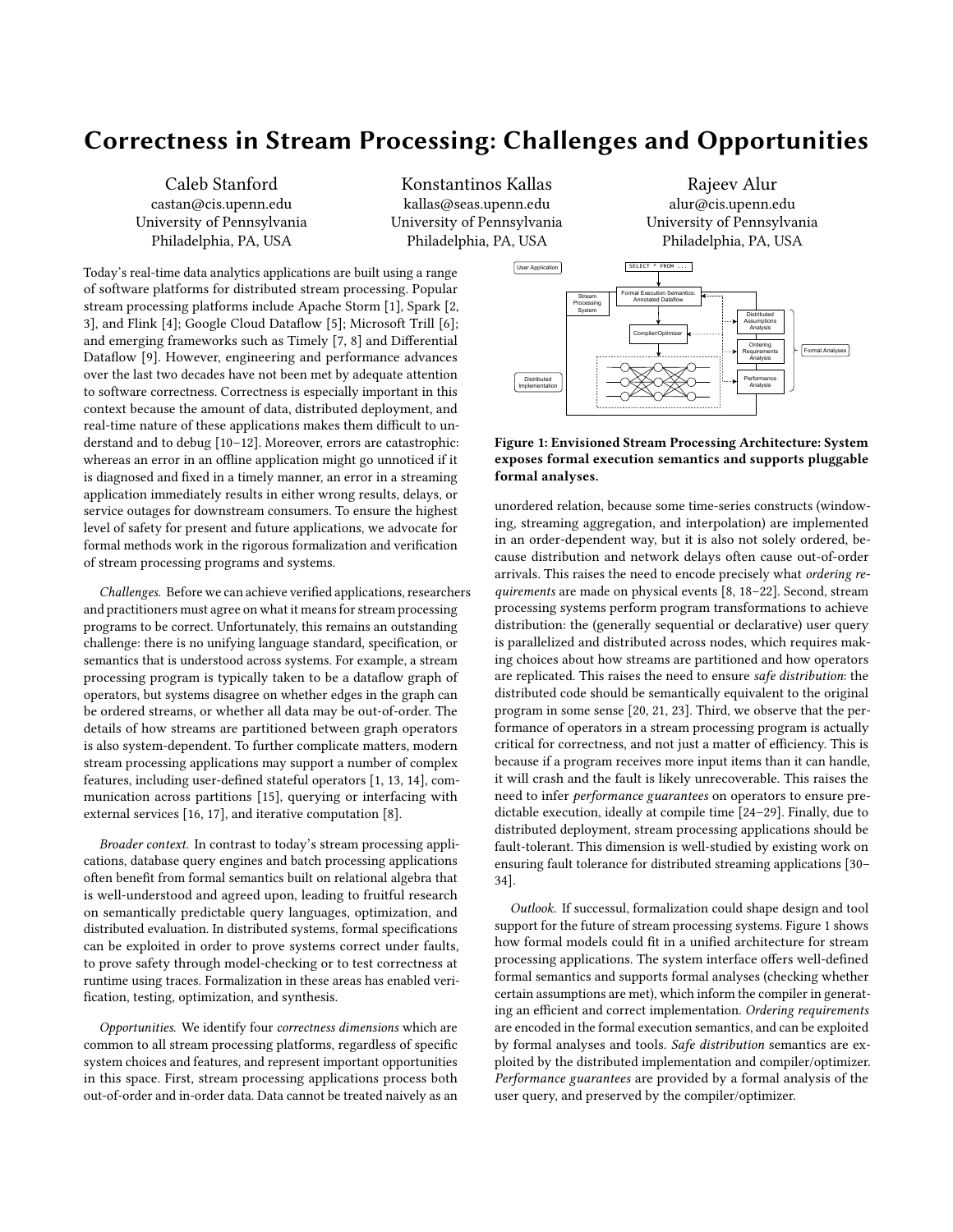# Correctness in Stream Processing: Challenges and Opportunities

Caleb Stanford
castan@cis.upenn.edu
University of Pennsylvania
Philadelphia, PA, USA

Konstantinos Kallas
kallas@seas.upenn.edu
University of Pennsylvania
Philadelphia, PA, USA

Rajeev Alur
alur@cis.upenn.edu
University of Pennsylvania
Philadelphia, PA, USA

Today's real-time data analytics applications are built using a range of software platforms for distributed stream processing. Popular stream processing platforms include Apache Storm [1], Spark [2, 3], and Flink [4]; Google Cloud Dataflow [5]; Microsoft Trill [6]; and emerging frameworks such as Timely [7, 8] and Differential Dataflow [9]. However, engineering and performance advances over the last two decades have not been met by adequate attention to software correctness. Correctness is especially important in this context because the amount of data, distributed deployment, and real-time nature of these applications makes them difficult to understand and to debug [10–12]. Moreover, errors are catastrophic: whereas an error in an offline application might go unnoticed if it is diagnosed and fixed in a timely manner, an error in a streaming application immediately results in either wrong results, delays, or service outages for downstream consumers. To ensure the highest level of safety for present and future applications, we advocate for formal methods work in the rigorous formalization and verification of stream processing programs and systems.

*Challenges.* Before we can achieve verified applications, researchers and practitioners must agree on what it means for stream processing programs to be correct. Unfortunately, this remains an outstanding challenge: there is no unifying language standard, specification, or semantics that is understood across systems. For example, a stream processing program is typically taken to be a dataflow graph of operators, but systems disagree on whether edges in the graph can be ordered streams, or whether all data may be out-of-order. The details of how streams are partitioned between graph operators is also system-dependent. To further complicate matters, modern stream processing applications may support a number of complex features, including user-defined stateful operators [1, 13, 14], communication across partitions [15], querying or interfacing with external services [16, 17], and iterative computation [8].

*Broader context.* In contrast to today's stream processing applications, database query engines and batch processing applications often benefit from formal semantics built on relational algebra that is well-understood and agreed upon, leading to fruitful research on semantically predictable query languages, optimization, and distributed evaluation. In distributed systems, formal specifications can be exploited in order to prove systems correct under faults, to prove safety through model-checking or to test correctness at runtime using traces. Formalization in these areas has enabled verification, testing, optimization, and synthesis.

*Opportunities.* We identify four *correctness dimensions* which are common to all stream processing platforms, regardless of specific system choices and features, and represent important opportunities in this space. First, stream processing applications process both out-of-order and in-order data. Data cannot be treated naively as an unordered relation, because some time-series constructs (windowing, streaming aggregation, and interpolation) are implemented in an order-dependent way, but it is also not solely ordered, because distribution and network delays often cause out-of-order arrivals. This raises the need to encode precisely what *ordering requirements* are made on physical events [8, 18–22]. Second, stream processing systems perform program transformations to achieve distribution: the (generally sequential or declarative) user query is parallelized and distributed across nodes, which requires making choices about how streams are partitioned and how operators are replicated. This raises the need to ensure *safe distribution*: the distributed code should be semantically equivalent to the original program in some sense [20, 21, 23]. Third, we observe that the performance of operators in a stream processing program is actually critical for correctness, and not just a matter of efficiency. This is because if a program receives more input items than it can handle, it will crash and the fault is likely unrecoverable. This raises the need to infer *performance guarantees* on operators to ensure predictable execution, ideally at compile time [24–29]. Finally, due to distributed deployment, stream processing applications should be fault-tolerant. This dimension is well-studied by existing work on ensuring fault tolerance for distributed streaming applications [30–34].

**Figure 1: Envisioned Stream Processing Architecture: System exposes formal execution semantics and supports pluggable formal analyses.**

*Outlook.* If successul, formalization could shape design and tool support for the future of stream processing systems. Figure 1 shows how formal models could fit in a unified architecture for stream processing applications. The system interface offers well-defined formal semantics and supports formal analyses (checking whether certain assumptions are met), which inform the compiler in generating an efficient and correct implementation. *Ordering requirements* are encoded in the formal execution semantics, and can be exploited by formal analyses and tools. *Safe distribution* semantics are exploited by the distributed implementation and compiler/optimizer. *Performance guarantees* are provided by a formal analysis of the user query, and preserved by the compiler/optimizer.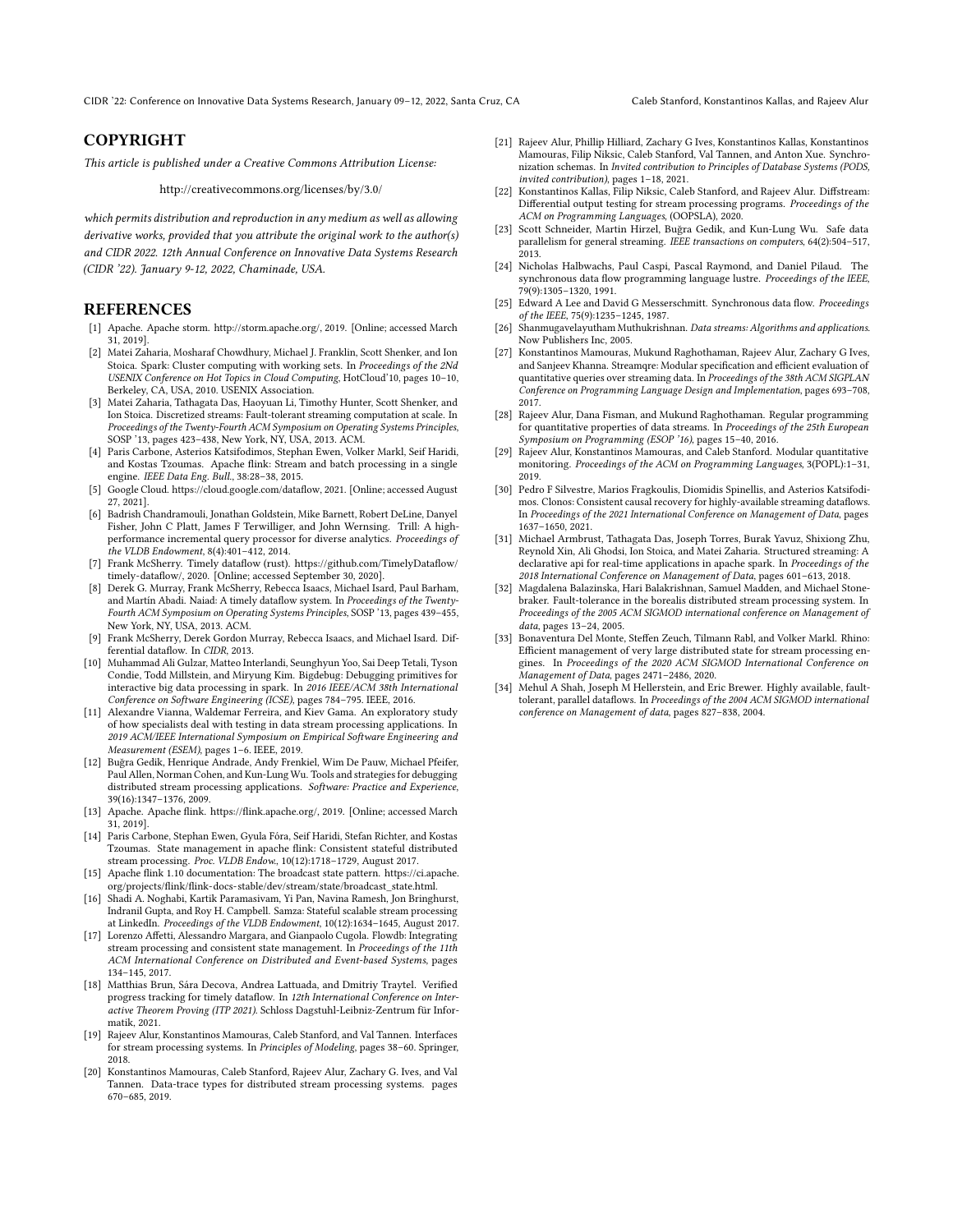## COPYRIGHT

*This article is published under a Creative Commons Attribution License:*

http://creativecommons.org/licenses/by/3.0/

*which permits distribution and reproduction in any medium as well as allowing derivative works, provided that you attribute the original work to the author(s) and CIDR 2022. 12th Annual Conference on Innovative Data Systems Research (CIDR '22). January 9-12, 2022, Chaminade, USA.*

## REFERENCES

[1] Apache. Apache storm. http://storm.apache.org/, 2019. [Online; accessed March 31, 2019].

[2] Matei Zaharia, Mosharaf Chowdhury, Michael J. Franklin, Scott Shenker, and Ion Stoica. Spark: Cluster computing with working sets. In *Proceedings of the 2Nd USENIX Conference on Hot Topics in Cloud Computing*, HotCloud'10, pages 10–10, Berkeley, CA, USA, 2010. USENIX Association.

[3] Matei Zaharia, Tathagata Das, Haoyuan Li, Timothy Hunter, Scott Shenker, and Ion Stoica. Discretized streams: Fault-tolerant streaming computation at scale. In *Proceedings of the Twenty-Fourth ACM Symposium on Operating Systems Principles*, SOSP '13, pages 423–438, New York, NY, USA, 2013. ACM.

[4] Paris Carbone, Asterios Katsifodimos, Stephan Ewen, Volker Markl, Seif Haridi, and Kostas Tzoumas. Apache flink: Stream and batch processing in a single engine. *IEEE Data Eng. Bull.*, 38:28–38, 2015.

[5] Google Cloud. https://cloud.google.com/dataflow, 2021. [Online; accessed August 27, 2021].

[6] Badrish Chandramouli, Jonathan Goldstein, Mike Barnett, Robert DeLine, Danyel Fisher, John C Platt, James F Terwilliger, and John Wernsing. Trill: A high-performance incremental query processor for diverse analytics. *Proceedings of the VLDB Endowment*, 8(4):401–412, 2014.

[7] Frank McSherry. Timely dataflow (rust). https://github.com/TimelyDataflow/timely-dataflow/, 2020. [Online; accessed September 30, 2020].

[8] Derek G. Murray, Frank McSherry, Rebecca Isaacs, Michael Isard, Paul Barham, and Martín Abadi. Naiad: A timely dataflow system. In *Proceedings of the Twenty-Fourth ACM Symposium on Operating Systems Principles*, SOSP '13, pages 439–455, New York, NY, USA, 2013. ACM.

[9] Frank McSherry, Derek Gordon Murray, Rebecca Isaacs, and Michael Isard. Differential dataflow. In *CIDR*, 2013.

[10] Muhammad Ali Gulzar, Matteo Interlandi, Seunghyun Yoo, Sai Deep Tetali, Tyson Condie, Todd Millstein, and Miryung Kim. Bigdebug: Debugging primitives for interactive big data processing in spark. In *2016 IEEE/ACM 38th International Conference on Software Engineering (ICSE)*, pages 784–795. IEEE, 2016.

[11] Alexandre Vianna, Waldemar Ferreira, and Kiev Gama. An exploratory study of how specialists deal with testing in data stream processing applications. In *2019 ACM/IEEE International Symposium on Empirical Software Engineering and Measurement (ESEM)*, pages 1–6. IEEE, 2019.

[12] Buğra Gedik, Henrique Andrade, Andy Frenkiel, Wim De Pauw, Michael Pfeifer, Paul Allen, Norman Cohen, and Kun-Lung Wu. Tools and strategies for debugging distributed stream processing applications. *Software: Practice and Experience*, 39(16):1347–1376, 2009.

[13] Apache. Apache flink. https://flink.apache.org/, 2019. [Online; accessed March 31, 2019].

[14] Paris Carbone, Stephan Ewen, Gyula Fóra, Seif Haridi, Stefan Richter, and Kostas Tzoumas. State management in apache flink: Consistent stateful distributed stream processing. *Proc. VLDB Endow.*, 10(12):1718–1729, August 2017.

[15] Apache flink 1.10 documentation: The broadcast state pattern. https://ci.apache.org/projects/flink/flink-docs-stable/dev/stream/state/broadcast_state.html.

[16] Shadi A. Noghabi, Kartik Paramasivam, Yi Pan, Navina Ramesh, Jon Bringhurst, Indranil Gupta, and Roy H. Campbell. Samza: Stateful scalable stream processing at LinkedIn. *Proceedings of the VLDB Endowment*, 10(12):1634–1645, August 2017.

[17] Lorenzo Affetti, Alessandro Margara, and Gianpaolo Cugola. Flowdb: Integrating stream processing and consistent state management. In *Proceedings of the 11th ACM International Conference on Distributed and Event-based Systems*, pages 134–145, 2017.

[18] Matthias Brun, Sára Decova, Andrea Lattuada, and Dmitriy Traytel. Verified progress tracking for timely dataflow. In *12th International Conference on Interactive Theorem Proving (ITP 2021)*. Schloss Dagstuhl-Leibniz-Zentrum für Informatik, 2021.

[19] Rajeev Alur, Konstantinos Mamouras, Caleb Stanford, and Val Tannen. Interfaces for stream processing systems. In *Principles of Modeling*, pages 38–60. Springer, 2018.

[20] Konstantinos Mamouras, Caleb Stanford, Rajeev Alur, Zachary G. Ives, and Val Tannen. Data-trace types for distributed stream processing systems. pages 670–685, 2019.

[21] Rajeev Alur, Phillip Hilliard, Zachary G Ives, Konstantinos Kallas, Konstantinos Mamouras, Filip Niksic, Caleb Stanford, Val Tannen, and Anton Xue. Synchronization schemas. In *Invited contribution to Principles of Database Systems (PODS, invited contribution)*, pages 1–18, 2021.

[22] Konstantinos Kallas, Filip Niksic, Caleb Stanford, and Rajeev Alur. Diffstream: Differential output testing for stream processing programs. *Proceedings of the ACM on Programming Languages*, (OOPSLA), 2020.

[23] Scott Schneider, Martin Hirzel, Buğra Gedik, and Kun-Lung Wu. Safe data parallelism for general streaming. *IEEE transactions on computers*, 64(2):504–517, 2013.

[24] Nicholas Halbwachs, Paul Caspi, Pascal Raymond, and Daniel Pilaud. The synchronous data flow programming language lustre. *Proceedings of the IEEE*, 79(9):1305–1320, 1991.

[25] Edward A Lee and David G Messerschmitt. Synchronous data flow. *Proceedings of the IEEE*, 75(9):1235–1245, 1987.

[26] Shanmugavelayutham Muthukrishnan. *Data streams: Algorithms and applications*. Now Publishers Inc, 2005.

[27] Konstantinos Mamouras, Mukund Raghothaman, Rajeev Alur, Zachary G Ives, and Sanjeev Khanna. Streamqre: Modular specification and efficient evaluation of quantitative queries over streaming data. In *Proceedings of the 38th ACM SIGPLAN Conference on Programming Language Design and Implementation*, pages 693–708, 2017.

[28] Rajeev Alur, Dana Fisman, and Mukund Raghothaman. Regular programming for quantitative properties of data streams. In *Proceedings of the 25th European Symposium on Programming (ESOP '16)*, pages 15–40, 2016.

[29] Rajeev Alur, Konstantinos Mamouras, and Caleb Stanford. Modular quantitative monitoring. *Proceedings of the ACM on Programming Languages*, 3(POPL):1–31, 2019.

[30] Pedro F Silvestre, Marios Fragkoulis, Diomidis Spinellis, and Asterios Katsifodimos. Clonos: Consistent causal recovery for highly-available streaming dataflows. In *Proceedings of the 2021 International Conference on Management of Data*, pages 1637–1650, 2021.

[31] Michael Armbrust, Tathagata Das, Joseph Torres, Burak Yavuz, Shixiong Zhu, Reynold Xin, Ali Ghodsi, Ion Stoica, and Matei Zaharia. Structured streaming: A declarative api for real-time applications in apache spark. In *Proceedings of the 2018 International Conference on Management of Data*, pages 601–613, 2018.

[32] Magdalena Balazinska, Hari Balakrishnan, Samuel Madden, and Michael Stonebraker. Fault-tolerance in the borealis distributed stream processing system. In *Proceedings of the 2005 ACM SIGMOD international conference on Management of data*, pages 13–24, 2005.

[33] Bonaventura Del Monte, Steffen Zeuch, Tilmann Rabl, and Volker Markl. Rhino: Efficient management of very large distributed state for stream processing engines. In *Proceedings of the 2020 ACM SIGMOD International Conference on Management of Data*, pages 2471–2486, 2020.

[34] Mehul A Shah, Joseph M Hellerstein, and Eric Brewer. Highly available, fault-tolerant, parallel dataflows. In *Proceedings of the 2004 ACM SIGMOD international conference on Management of data*, pages 827–838, 2004.